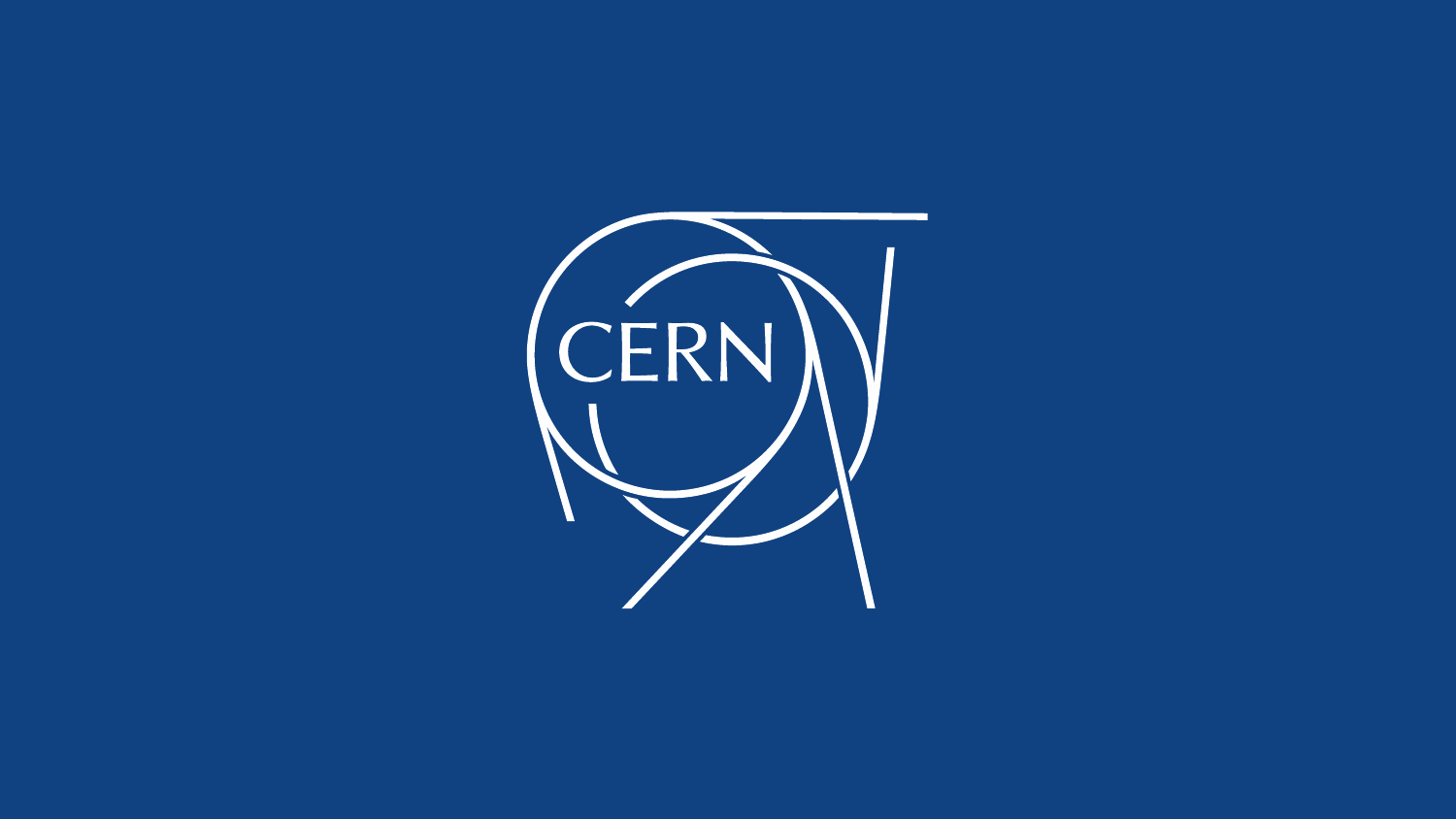CERN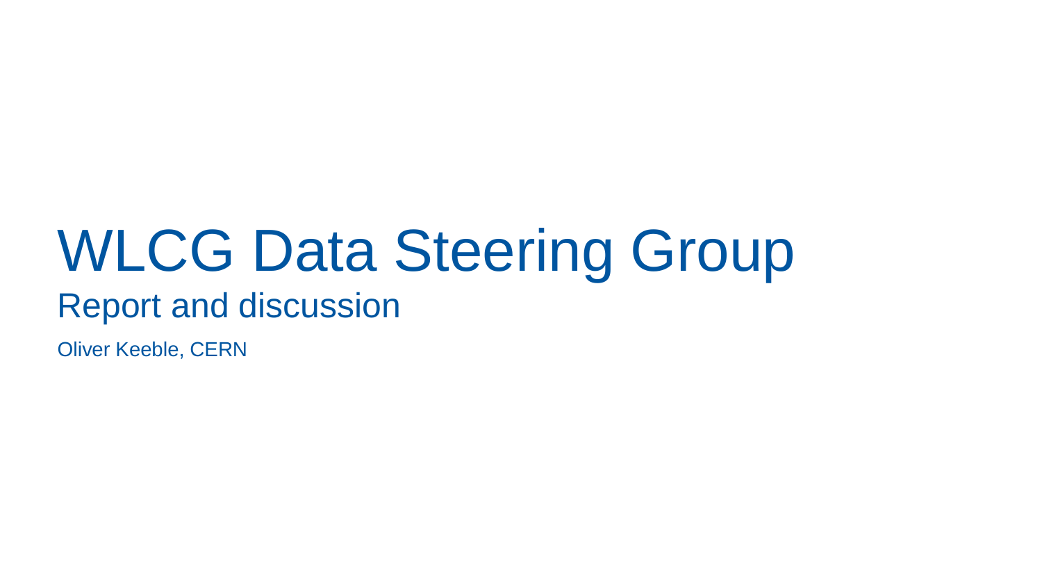# WLCG Data Steering Group

## Report and discussion

Oliver Keeble, CERN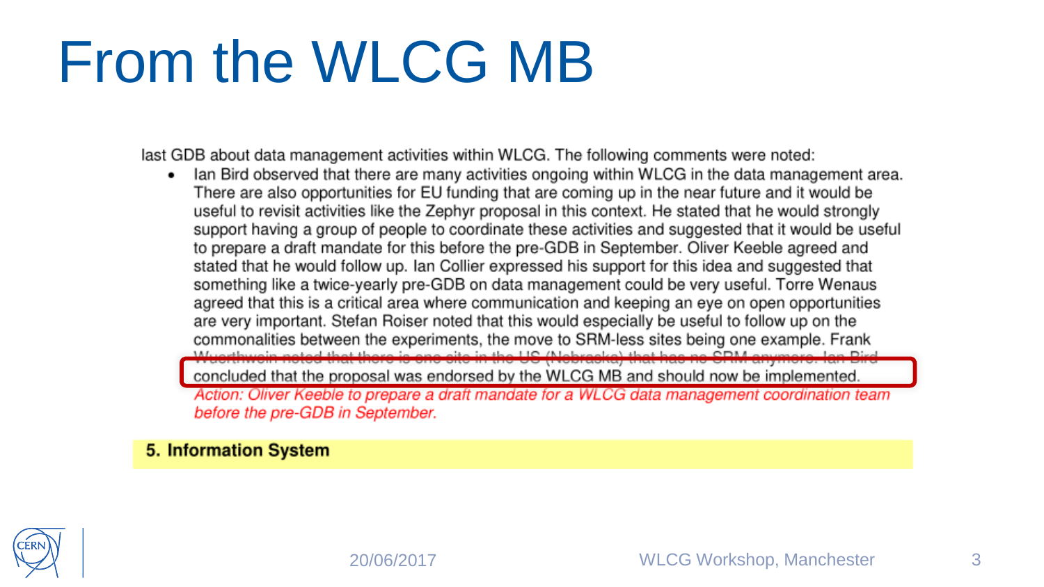# From the WLCG MB

last GDB about data management activities within WLCG. The following comments were noted:

- Ian Bird observed that there are many activities ongoing within WLCG in the data management area. There are also opportunities for EU funding that are coming up in the near future and it would be useful to revisit activities like the Zephyr proposal in this context. He stated that he would strongly support having a group of people to coordinate these activities and suggested that it would be useful to prepare a draft mandate for this before the pre-GDB in September. Oliver Keeble agreed and stated that he would follow up. Ian Collier expressed his support for this idea and suggested that something like a twice-yearly pre-GDB on data management could be very useful. Torre Wenaus agreed that this is a critical area where communication and keeping an eye on open opportunities are very important. Stefan Roiser noted that this would especially be useful to follow up on the commonalities between the experiments, the move to SRM-less sites being one example. Frank Wuerthwein noted that there is one site in the US (Nebraska) that has no SRM anymore. Ian Bird concluded that the proposal was endorsed by the WLCG MB and should now be implemented.

  *Action: Oliver Keeble to prepare a draft mandate for a WLCG data management coordination team before the pre-GDB in September.*

**5. Information System**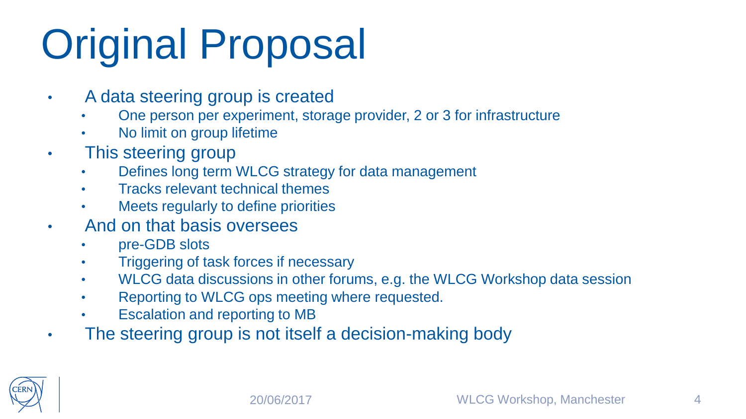# Original Proposal

- A data steering group is created
  - One person per experiment, storage provider, 2 or 3 for infrastructure
  - No limit on group lifetime
- This steering group
  - Defines long term WLCG strategy for data management
  - Tracks relevant technical themes
  - Meets regularly to define priorities
- And on that basis oversees
  - pre-GDB slots
  - Triggering of task forces if necessary
  - WLCG data discussions in other forums, e.g. the WLCG Workshop data session
  - Reporting to WLCG ops meeting where requested.
  - Escalation and reporting to MB
- The steering group is not itself a decision-making body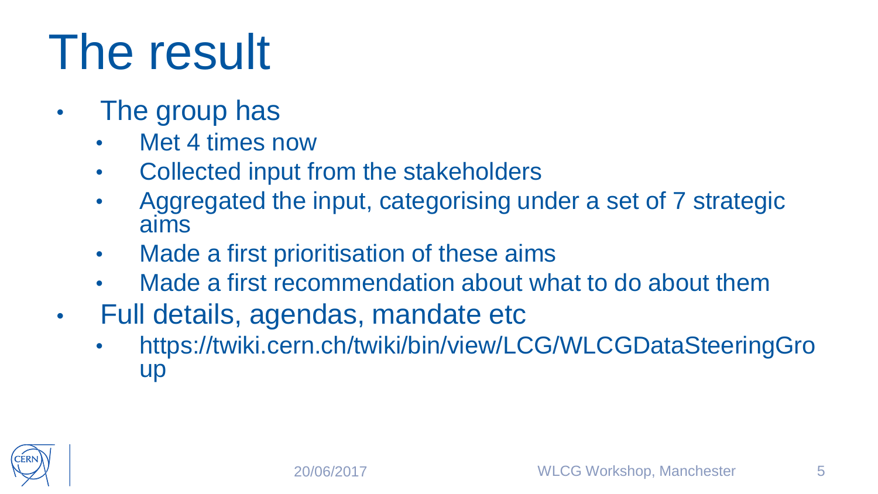# The result

- The group has
  - Met 4 times now
  - Collected input from the stakeholders
  - Aggregated the input, categorising under a set of 7 strategic aims
  - Made a first prioritisation of these aims
  - Made a first recommendation about what to do about them
- Full details, agendas, mandate etc
  - https://twiki.cern.ch/twiki/bin/view/LCG/WLCGDataSteeringGroup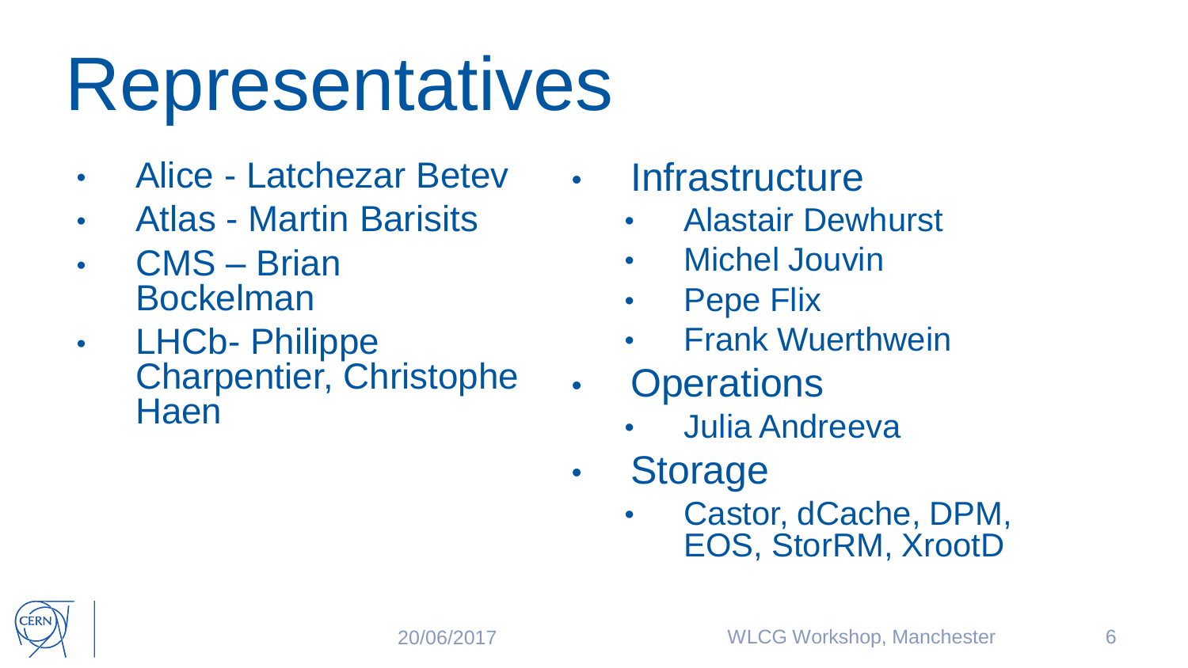# Representatives

- Alice - Latchezar Betev
- Atlas - Martin Barisits
- CMS – Brian Bockelman
- LHCb- Philippe Charpentier, Christophe Haen

- Infrastructure
  - Alastair Dewhurst
  - Michel Jouvin
  - Pepe Flix
  - Frank Wuerthwein
- Operations
  - Julia Andreeva
- Storage
  - Castor, dCache, DPM, EOS, StorRM, XrootD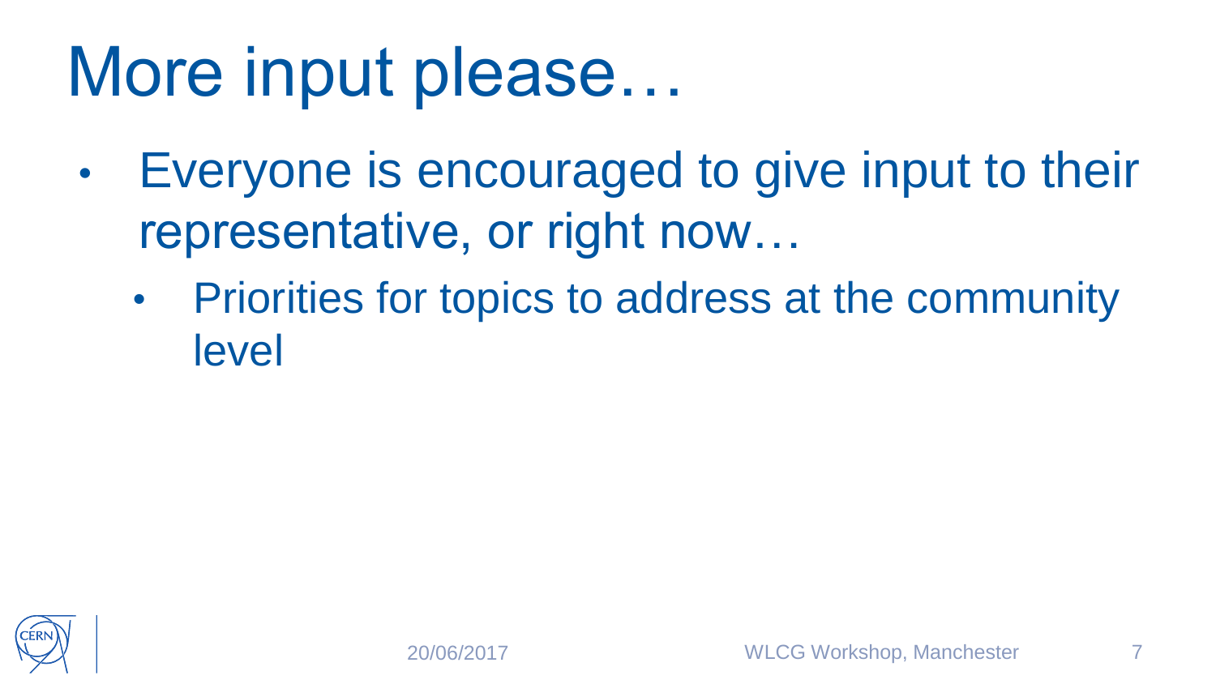# More input please…

- Everyone is encouraged to give input to their representative, or right now…
  - Priorities for topics to address at the community level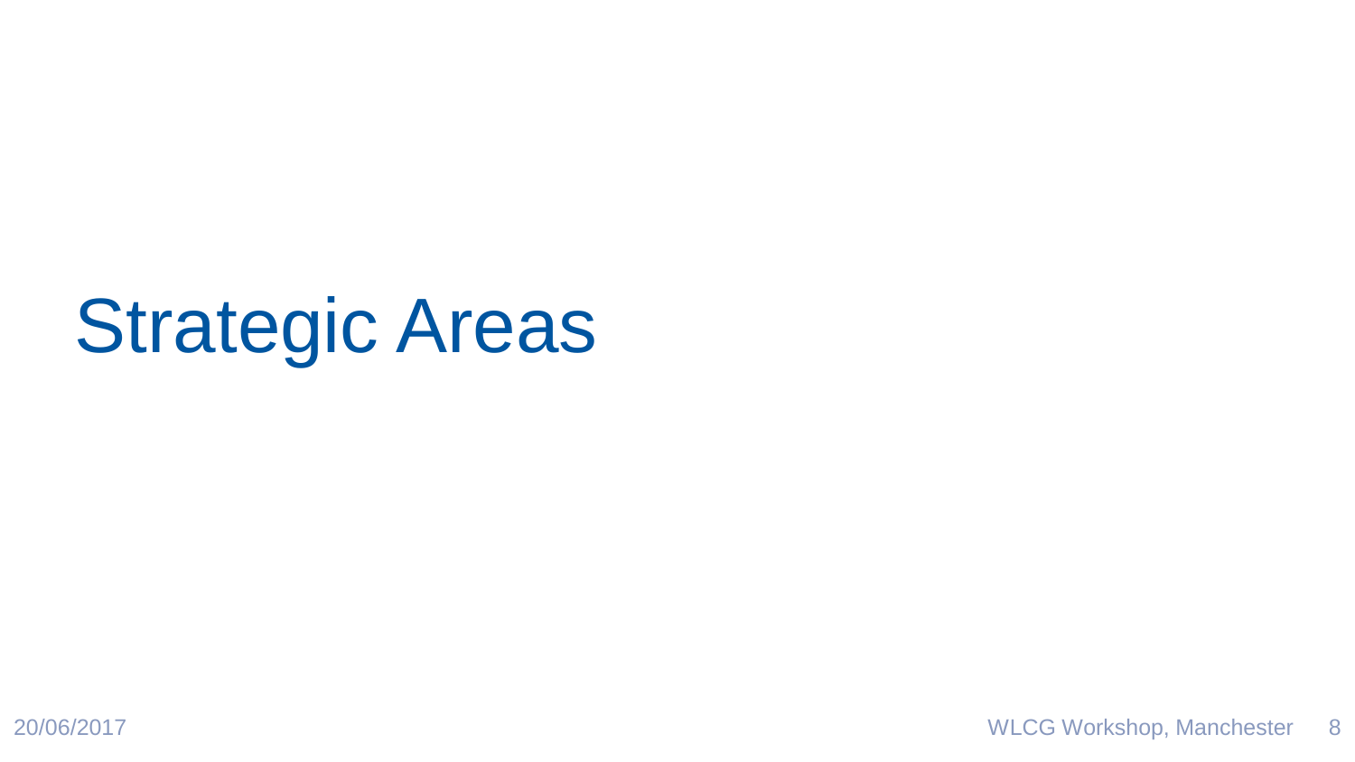# Strategic Areas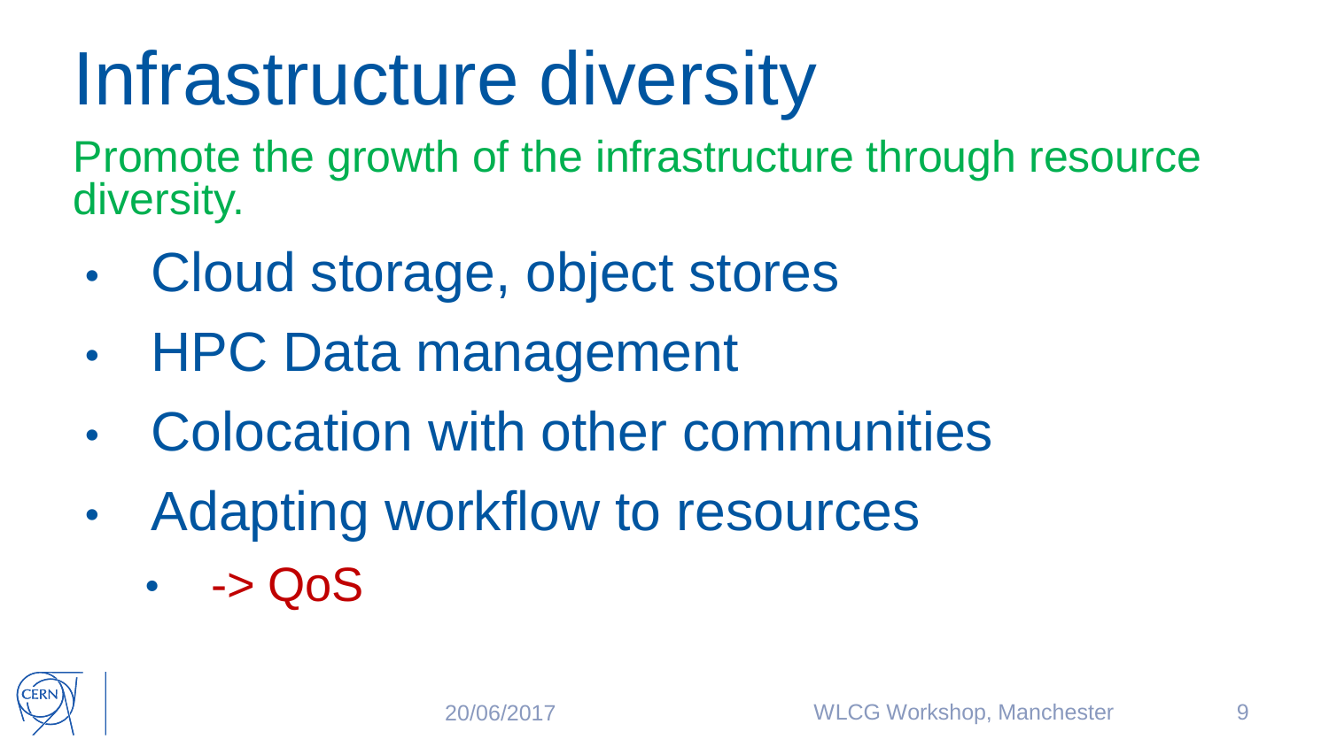# Infrastructure diversity

Promote the growth of the infrastructure through resource diversity.

- Cloud storage, object stores
- HPC Data management
- Colocation with other communities
- Adapting workflow to resources
  - -> QoS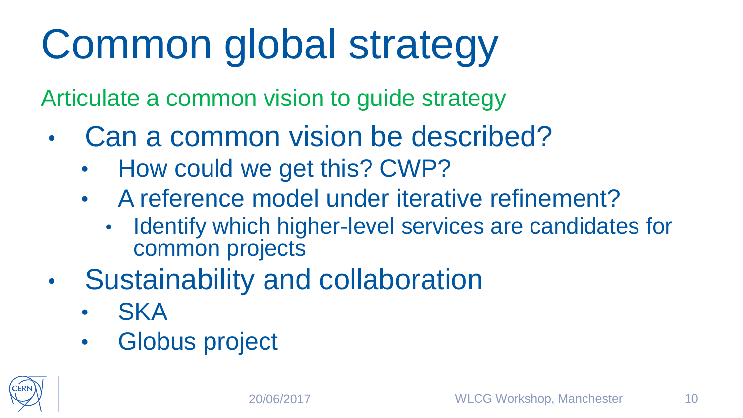# Common global strategy

Articulate a common vision to guide strategy

- Can a common vision be described?
  - How could we get this? CWP?
  - A reference model under iterative refinement?
    - Identify which higher-level services are candidates for common projects
- Sustainability and collaboration
  - SKA
  - Globus project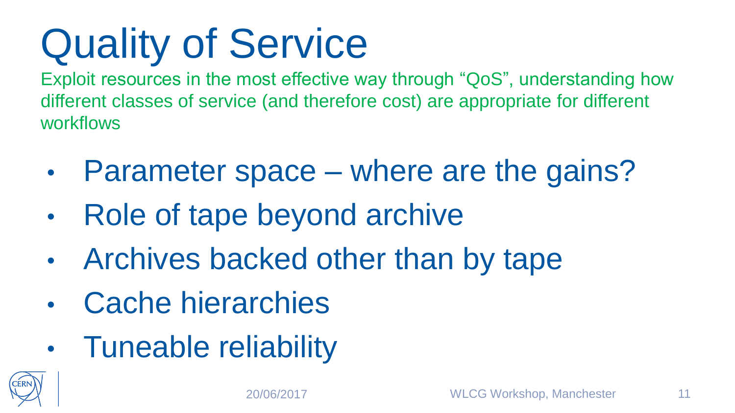# Quality of Service

Exploit resources in the most effective way through “QoS”, understanding how different classes of service (and therefore cost) are appropriate for different workflows

- Parameter space – where are the gains?
- Role of tape beyond archive
- Archives backed other than by tape
- Cache hierarchies
- Tuneable reliability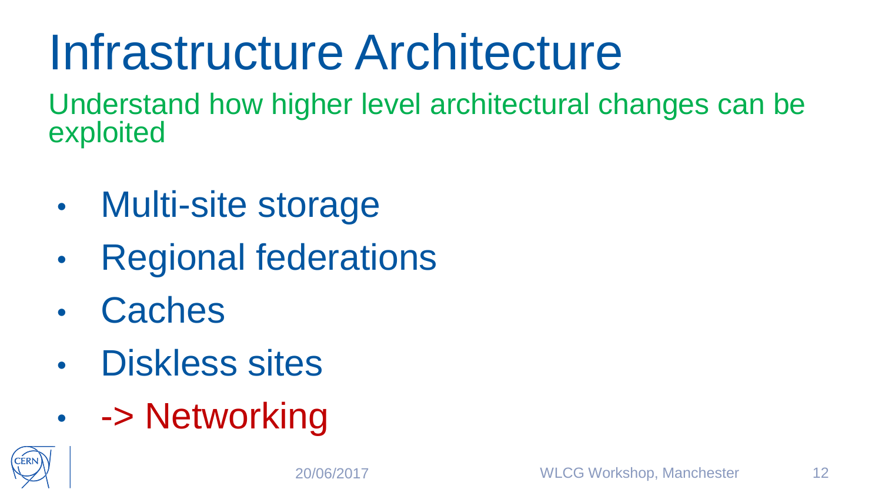# Infrastructure Architecture

Understand how higher level architectural changes can be exploited

- Multi-site storage
- Regional federations
- Caches
- Diskless sites
- -> Networking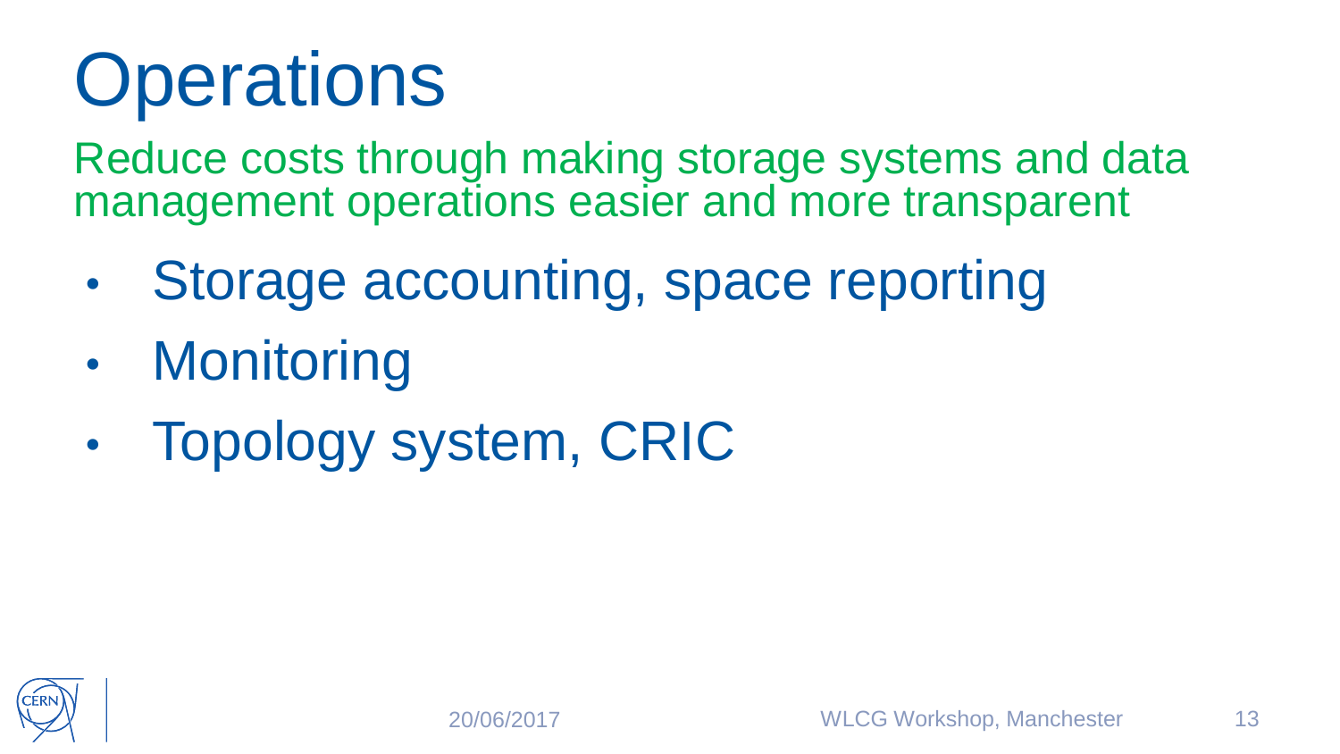# Operations

Reduce costs through making storage systems and data management operations easier and more transparent

- Storage accounting, space reporting
- Monitoring
- Topology system, CRIC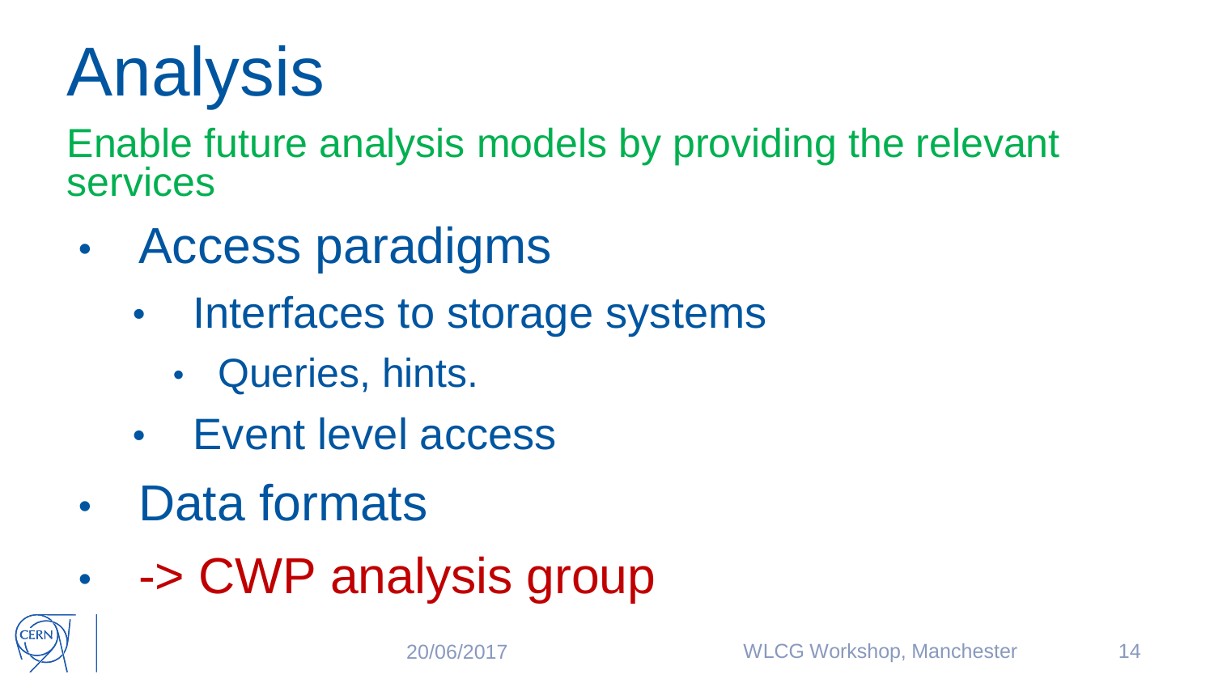# Analysis

Enable future analysis models by providing the relevant services

- Access paradigms
  - Interfaces to storage systems
    - Queries, hints.
  - Event level access
- Data formats
- -> CWP analysis group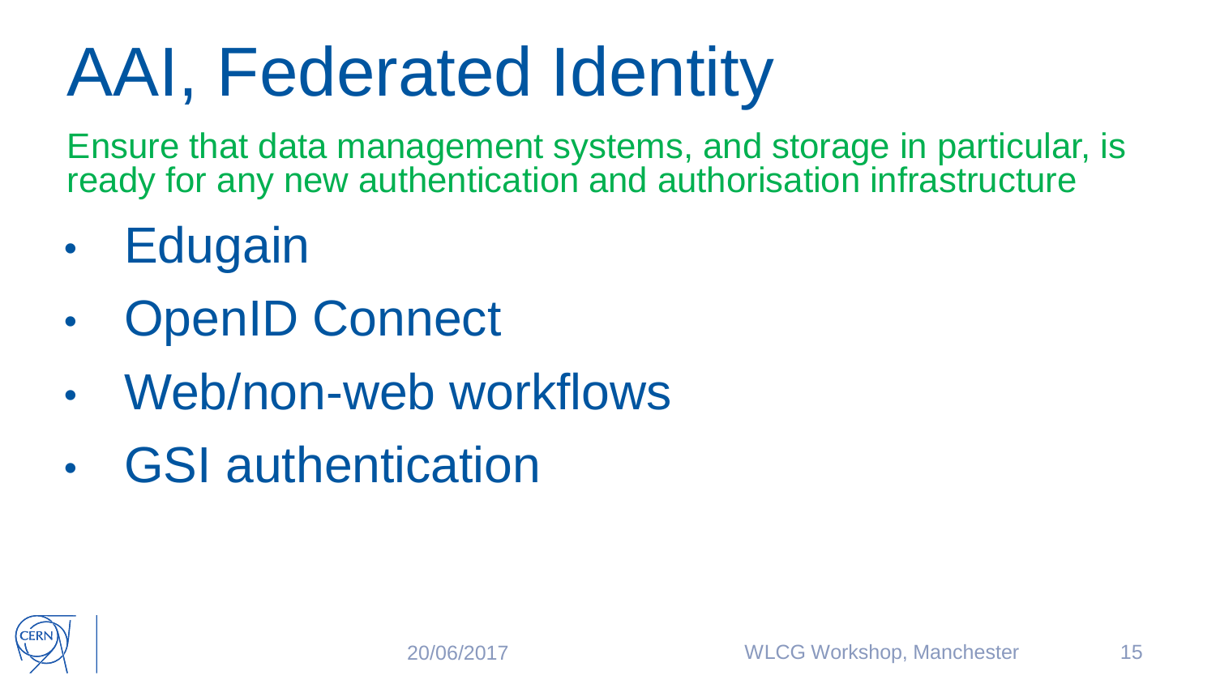# AAI, Federated Identity

Ensure that data management systems, and storage in particular, is ready for any new authentication and authorisation infrastructure

- Edugain
- OpenID Connect
- Web/non-web workflows
- GSI authentication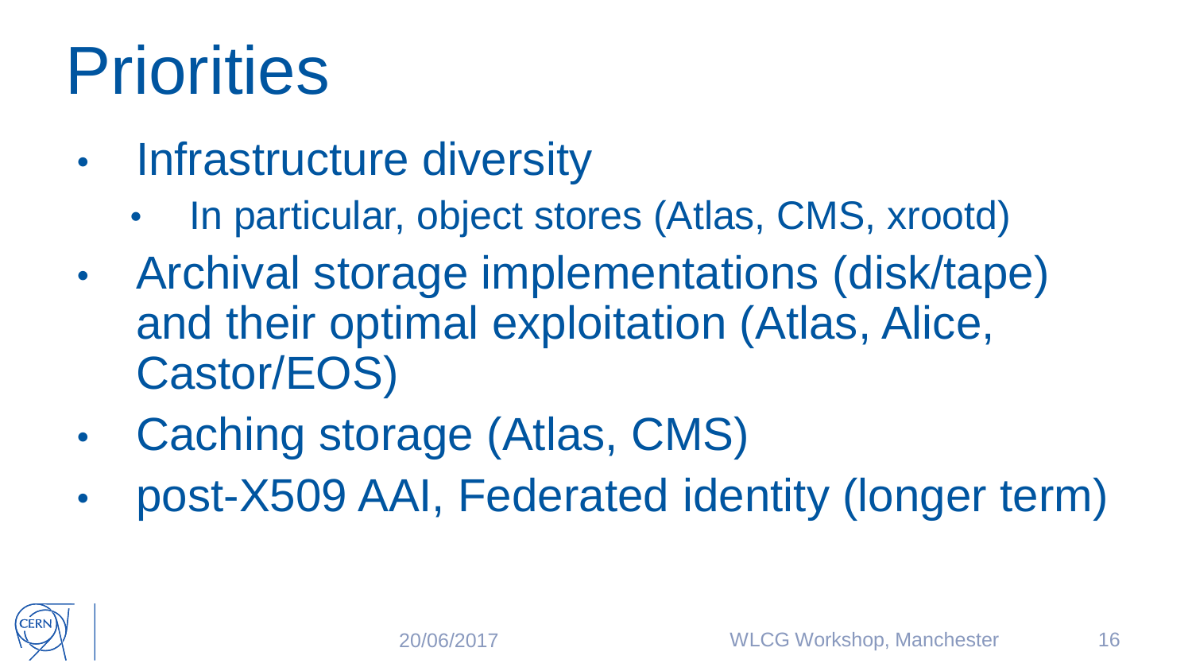# Priorities

- Infrastructure diversity
  - In particular, object stores (Atlas, CMS, xrootd)
- Archival storage implementations (disk/tape) and their optimal exploitation (Atlas, Alice, Castor/EOS)
- Caching storage (Atlas, CMS)
- post-X509 AAI, Federated identity (longer term)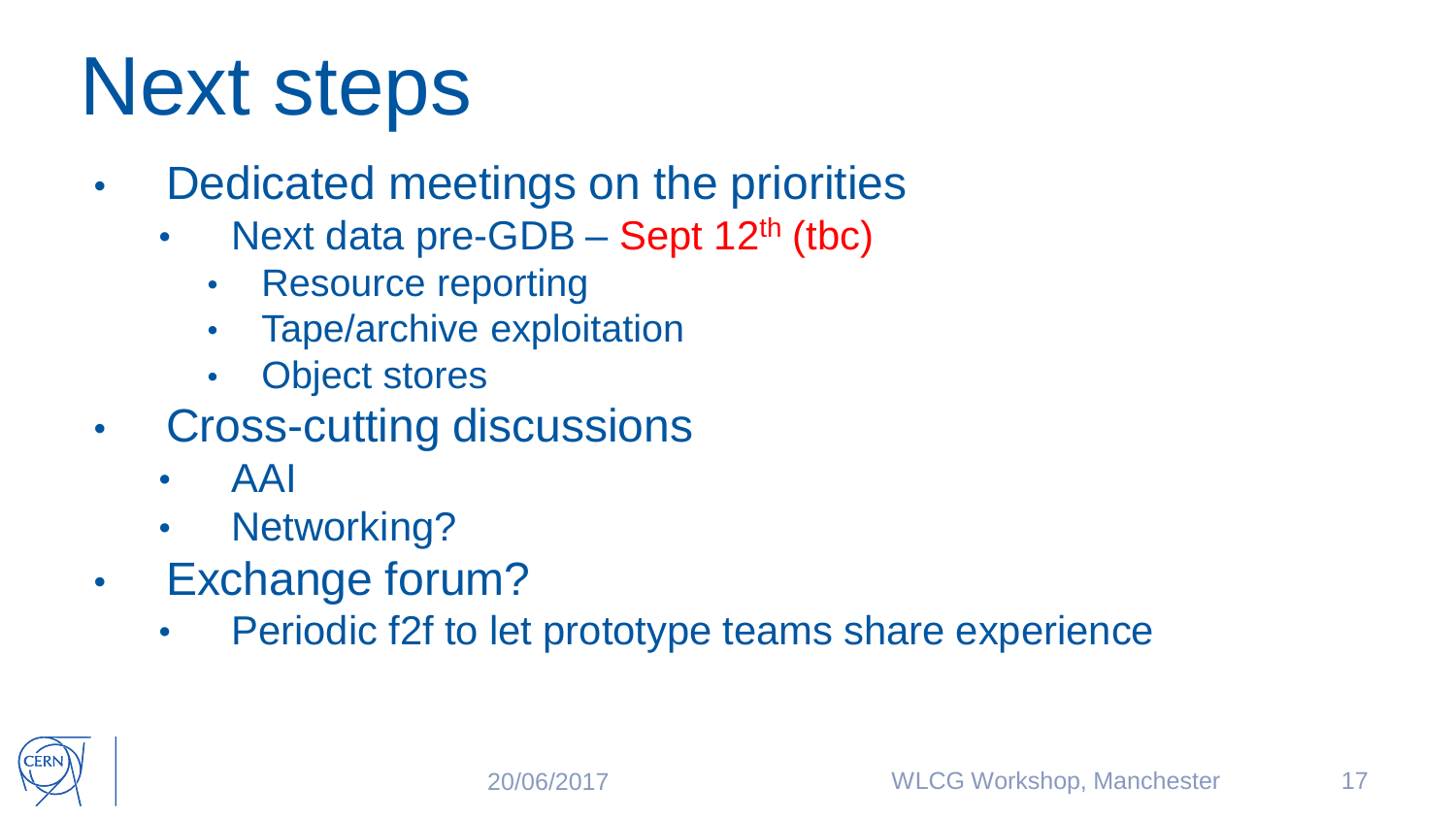# Next steps

- Dedicated meetings on the priorities
  - Next data pre-GDB – Sept 12th (tbc)
    - Resource reporting
    - Tape/archive exploitation
    - Object stores
- Cross-cutting discussions
  - AAI
  - Networking?
- Exchange forum?
  - Periodic f2f to let prototype teams share experience